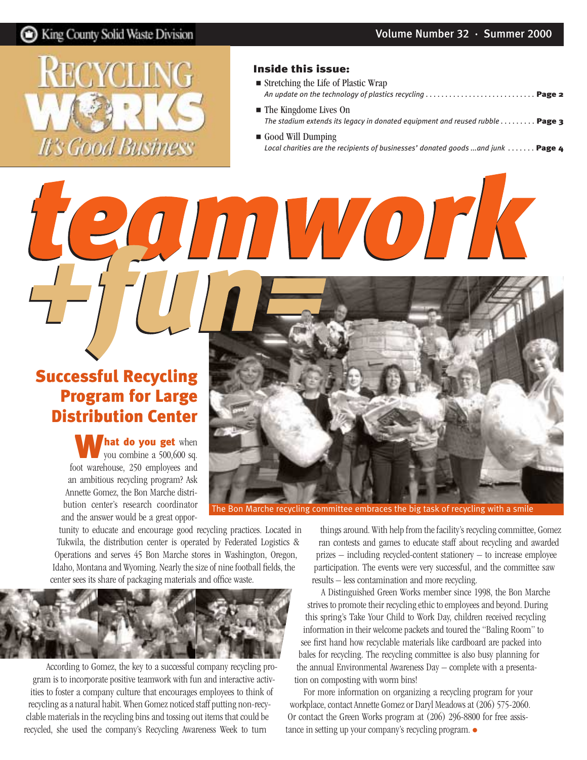King County Solid Waste Division

Volume Number 32 · Summer 2000

# RECYCLING WORKS

*It's Good Business*

**Inside this issue:**

- Stretching the Life of Plastic Wrap
  *An update on the technology of plastics recycling* ........................... **Page 2**
- The Kingdome Lives On
  *The stadium extends its legacy in donated equipment and reused rubble* ......... **Page 3**
- Good Will Dumping
  *Local charities are the recipients of businesses' donated goods ...and junk* ....... **Page 4**

# teamwork +fun=

## Successful Recycling Program for Large Distribution Center

The Bon Marche recycling committee embraces the big task of recycling with a smile

**What do you get** when you combine a 500,600 sq. foot warehouse, 250 employees and an ambitious recycling program? Ask Annette Gomez, the Bon Marche distribution center's research coordinator and the answer would be a great opportunity to educate and encourage good recycling practices. Located in Tukwila, the distribution center is operated by Federated Logistics & Operations and serves 45 Bon Marche stores in Washington, Oregon, Idaho, Montana and Wyoming. Nearly the size of nine football fields, the center sees its share of packaging materials and office waste.

According to Gomez, the key to a successful company recycling program is to incorporate positive teamwork with fun and interactive activities to foster a company culture that encourages employees to think of recycling as a natural habit. When Gomez noticed staff putting non-recyclable materials in the recycling bins and tossing out items that could be recycled, she used the company's Recycling Awareness Week to turn things around. With help from the facility's recycling committee, Gomez ran contests and games to educate staff about recycling and awarded prizes – including recycled-content stationery – to increase employee participation. The events were very successful, and the committee saw results – less contamination and more recycling.

A Distinguished Green Works member since 1998, the Bon Marche strives to promote their recycling ethic to employees and beyond. During this spring's Take Your Child to Work Day, children received recycling information in their welcome packets and toured the "Baling Room" to see first hand how recyclable materials like cardboard are packed into bales for recycling. The recycling committee is also busy planning for the annual Environmental Awareness Day – complete with a presentation on composting with worm bins!

For more information on organizing a recycling program for your workplace, contact Annette Gomez or Daryl Meadows at (206) 575-2060. Or contact the Green Works program at (206) 296-8800 for free assistance in setting up your company's recycling program. ●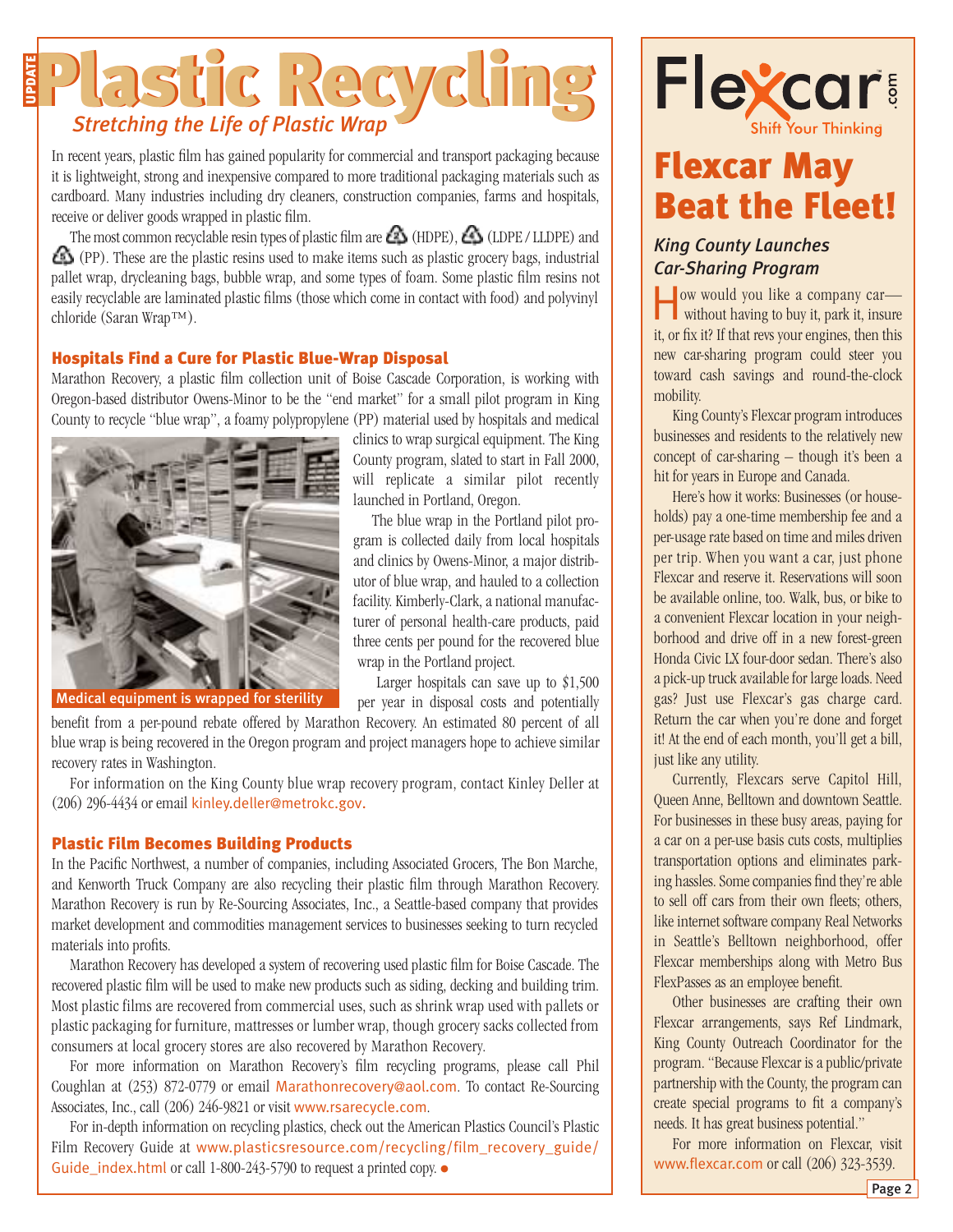UPDATE

# Plastic Recycling

## *Stretching the Life of Plastic Wrap*

In recent years, plastic film has gained popularity for commercial and transport packaging because it is lightweight, strong and inexpensive compared to more traditional packaging materials such as cardboard. Many industries including dry cleaners, construction companies, farms and hospitals, receive or deliver goods wrapped in plastic film.

The most common recyclable resin types of plastic film are ♳ (HDPE), ♴ (LDPE / LLDPE) and ♵ (PP). These are the plastic resins used to make items such as plastic grocery bags, industrial pallet wrap, drycleaning bags, bubble wrap, and some types of foam. Some plastic film resins not easily recyclable are laminated plastic films (those which come in contact with food) and polyvinyl chloride (Saran Wrap™).

### Hospitals Find a Cure for Plastic Blue-Wrap Disposal

Marathon Recovery, a plastic film collection unit of Boise Cascade Corporation, is working with Oregon-based distributor Owens-Minor to be the "end market" for a small pilot program in King County to recycle "blue wrap", a foamy polypropylene (PP) material used by hospitals and medical clinics to wrap surgical equipment. The King County program, slated to start in Fall 2000, will replicate a similar pilot recently launched in Portland, Oregon.

Medical equipment is wrapped for sterility

The blue wrap in the Portland pilot program is collected daily from local hospitals and clinics by Owens-Minor, a major distributor of blue wrap, and hauled to a collection facility. Kimberly-Clark, a national manufacturer of personal health-care products, paid three cents per pound for the recovered blue wrap in the Portland project.

Larger hospitals can save up to $1,500 per year in disposal costs and potentially benefit from a per-pound rebate offered by Marathon Recovery. An estimated 80 percent of all blue wrap is being recovered in the Oregon program and project managers hope to achieve similar recovery rates in Washington.

For information on the King County blue wrap recovery program, contact Kinley Deller at (206) 296-4434 or email kinley.deller@metrokc.gov.

### Plastic Film Becomes Building Products

In the Pacific Northwest, a number of companies, including Associated Grocers, The Bon Marche, and Kenworth Truck Company are also recycling their plastic film through Marathon Recovery. Marathon Recovery is run by Re-Sourcing Associates, Inc., a Seattle-based company that provides market development and commodities management services to businesses seeking to turn recycled materials into profits.

Marathon Recovery has developed a system of recovering used plastic film for Boise Cascade. The recovered plastic film will be used to make new products such as siding, decking and building trim. Most plastic films are recovered from commercial uses, such as shrink wrap used with pallets or plastic packaging for furniture, mattresses or lumber wrap, though grocery sacks collected from consumers at local grocery stores are also recovered by Marathon Recovery.

For more information on Marathon Recovery's film recycling programs, please call Phil Coughlan at (253) 872-0779 or email Marathonrecovery@aol.com. To contact Re-Sourcing Associates, Inc., call (206) 246-9821 or visit www.rsarecycle.com.

For in-depth information on recycling plastics, check out the American Plastics Council's Plastic Film Recovery Guide at www.plasticsresource.com/recycling/film_recovery_guide/Guide_index.html or call 1-800-243-5790 to request a printed copy. ●

---

Flexcar.com — Shift Your Thinking

# Flexcar May Beat the Fleet!

## *King County Launches Car-Sharing Program*

How would you like a company car—without having to buy it, park it, insure it, or fix it? If that revs your engines, then this new car-sharing program could steer you toward cash savings and round-the-clock mobility.

King County's Flexcar program introduces businesses and residents to the relatively new concept of car-sharing – though it's been a hit for years in Europe and Canada.

Here's how it works: Businesses (or households) pay a one-time membership fee and a per-usage rate based on time and miles driven per trip. When you want a car, just phone Flexcar and reserve it. Reservations will soon be available online, too. Walk, bus, or bike to a convenient Flexcar location in your neighborhood and drive off in a new forest-green Honda Civic LX four-door sedan. There's also a pick-up truck available for large loads. Need gas? Just use Flexcar's gas charge card. Return the car when you're done and forget it! At the end of each month, you'll get a bill, just like any utility.

Currently, Flexcars serve Capitol Hill, Queen Anne, Belltown and downtown Seattle. For businesses in these busy areas, paying for a car on a per-use basis cuts costs, multiplies transportation options and eliminates parking hassles. Some companies find they're able to sell off cars from their own fleets; others, like internet software company Real Networks in Seattle's Belltown neighborhood, offer Flexcar memberships along with Metro Bus FlexPasses as an employee benefit.

Other businesses are crafting their own Flexcar arrangements, says Ref Lindmark, King County Outreach Coordinator for the program. "Because Flexcar is a public/private partnership with the County, the program can create special programs to fit a company's needs. It has great business potential."

For more information on Flexcar, visit www.flexcar.com or call (206) 323-3539.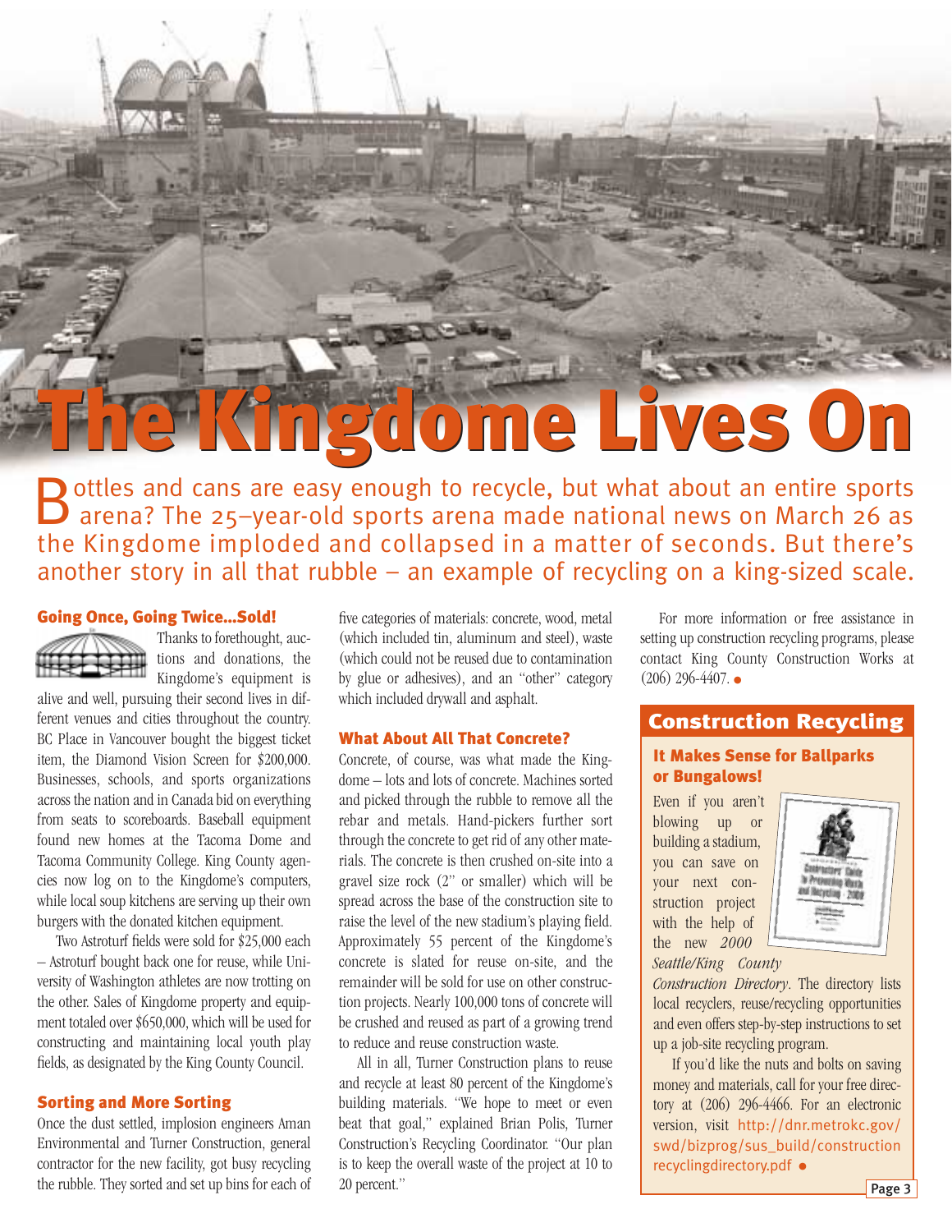# The Kingdome Lives On

Bottles and cans are easy enough to recycle, but what about an entire sports arena? The 25–year-old sports arena made national news on March 26 as the Kingdome imploded and collapsed in a matter of seconds. But there's another story in all that rubble – an example of recycling on a king-sized scale.

## Going Once, Going Twice...Sold!

Thanks to forethought, auctions and donations, the Kingdome's equipment is alive and well, pursuing their second lives in different venues and cities throughout the country. BC Place in Vancouver bought the biggest ticket item, the Diamond Vision Screen for $200,000. Businesses, schools, and sports organizations across the nation and in Canada bid on everything from seats to scoreboards. Baseball equipment found new homes at the Tacoma Dome and Tacoma Community College. King County agencies now log on to the Kingdome's computers, while local soup kitchens are serving up their own burgers with the donated kitchen equipment.

Two Astroturf fields were sold for $25,000 each – Astroturf bought back one for reuse, while University of Washington athletes are now trotting on the other. Sales of Kingdome property and equipment totaled over $650,000, which will be used for constructing and maintaining local youth play fields, as designated by the King County Council.

## Sorting and More Sorting

Once the dust settled, implosion engineers Aman Environmental and Turner Construction, general contractor for the new facility, got busy recycling the rubble. They sorted and set up bins for each of five categories of materials: concrete, wood, metal (which included tin, aluminum and steel), waste (which could not be reused due to contamination by glue or adhesives), and an "other" category which included drywall and asphalt.

## What About All That Concrete?

Concrete, of course, was what made the Kingdome – lots and lots of concrete. Machines sorted and picked through the rubble to remove all the rebar and metals. Hand-pickers further sort through the concrete to get rid of any other materials. The concrete is then crushed on-site into a gravel size rock (2" or smaller) which will be spread across the base of the construction site to raise the level of the new stadium's playing field. Approximately 55 percent of the Kingdome's concrete is slated for reuse on-site, and the remainder will be sold for use on other construction projects. Nearly 100,000 tons of concrete will be crushed and reused as part of a growing trend to reduce and reuse construction waste.

All in all, Turner Construction plans to reuse and recycle at least 80 percent of the Kingdome's building materials. "We hope to meet or even beat that goal," explained Brian Polis, Turner Construction's Recycling Coordinator. "Our plan is to keep the overall waste of the project at 10 to 20 percent."

For more information or free assistance in setting up construction recycling programs, please contact King County Construction Works at (206) 296-4407.

## Construction Recycling

### It Makes Sense for Ballparks or Bungalows!

Even if you aren't blowing up or building a stadium, you can save on your next construction project with the help of the new *2000 Seattle/King County Construction Directory*. The directory lists local recyclers, reuse/recycling opportunities and even offers step-by-step instructions to set up a job-site recycling program.

If you'd like the nuts and bolts on saving money and materials, call for your free directory at (206) 296-4466. For an electronic version, visit http://dnr.metrokc.gov/swd/bizprog/sus_build/constructionrecyclingdirectory.pdf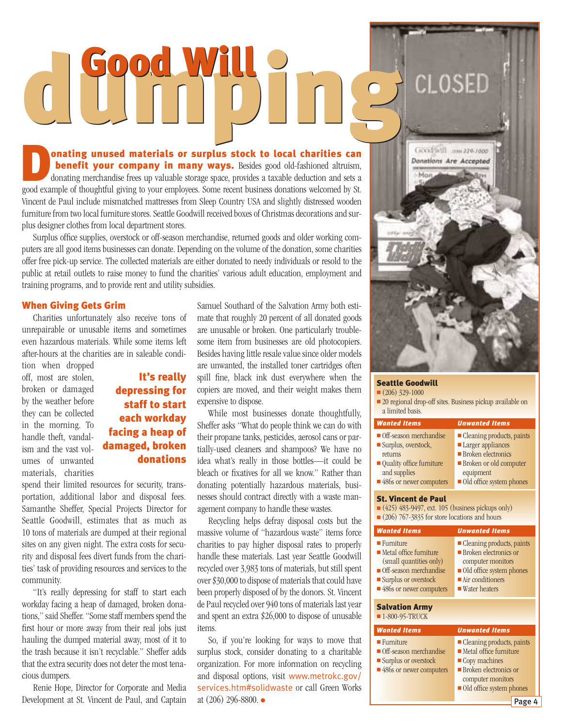# Good Will dumping

**Donating unused materials or surplus stock to local charities can benefit your company in many ways.** Besides good old-fashioned altruism, donating merchandise frees up valuable storage space, provides a taxable deduction and sets a good example of thoughtful giving to your employees. Some recent business donations welcomed by St. Vincent de Paul include mismatched mattresses from Sleep Country USA and slightly distressed wooden furniture from two local furniture stores. Seattle Goodwill received boxes of Christmas decorations and surplus designer clothes from local department stores.

Surplus office supplies, overstock or off-season merchandise, returned goods and older working computers are all good items businesses can donate. Depending on the volume of the donation, some charities offer free pick-up service. The collected materials are either donated to needy individuals or resold to the public at retail outlets to raise money to fund the charities' various adult education, employment and training programs, and to provide rent and utility subsidies.

## When Giving Gets Grim

Charities unfortunately also receive tons of unrepairable or unusable items and sometimes even hazardous materials. While some items left after-hours at the charities are in saleable condition when dropped off, most are stolen, broken or damaged by the weather before they can be collected in the morning. To handle theft, vandalism and the vast volumes of unwanted materials, charities spend their limited resources for security, transportation, additional labor and disposal fees. Samanthe Sheffer, Special Projects Director for Seattle Goodwill, estimates that as much as 10 tons of materials are dumped at their regional sites on any given night. The extra costs for security and disposal fees divert funds from the charities' task of providing resources and services to the community.

**It's really depressing for staff to start each workday facing a heap of damaged, broken donations**

"It's really depressing for staff to start each workday facing a heap of damaged, broken donations," said Sheffer. "Some staff members spend the first hour or more away from their real jobs just hauling the dumped material away, most of it to the trash because it isn't recyclable." Sheffer adds that the extra security does not deter the most tenacious dumpers.

Renie Hope, Director for Corporate and Media Development at St. Vincent de Paul, and Captain Samuel Southard of the Salvation Army both estimate that roughly 20 percent of all donated goods are unusable or broken. One particularly troublesome item from businesses are old photocopiers. Besides having little resale value since older models are unwanted, the installed toner cartridges often spill fine, black ink dust everywhere when the copiers are moved, and their weight makes them expensive to dispose.

While most businesses donate thoughtfully, Sheffer asks "What do people think we can do with their propane tanks, pesticides, aerosol cans or partially-used cleaners and shampoos? We have no idea what's really in those bottles—it could be bleach or fixatives for all we know." Rather than donating potentially hazardous materials, businesses should contract directly with a waste management company to handle these wastes.

Recycling helps defray disposal costs but the massive volume of "hazardous waste" items force charities to pay higher disposal rates to properly handle these materials. Last year Seattle Goodwill recycled over 3,983 tons of materials, but still spent over $30,000 to dispose of materials that could have been properly disposed of by the donors. St. Vincent de Paul recycled over 940 tons of materials last year and spent an extra $26,000 to dispose of unusable items.

So, if you're looking for ways to move that surplus stock, consider donating to a charitable organization. For more information on recycling and disposal options, visit www.metrokc.gov/services.htm#solidwaste or call Green Works at (206) 296-8800.

### Seattle Goodwill

- (206) 329-1000
- 20 regional drop-off sites. Business pickup available on a limited basis.

| Wanted Items | Unwanted Items |
|---|---|
| Off-season merchandise | Cleaning products, paints |
| Surplus, overstock, returns | Larger appliances |
| Quality office furniture and supplies | Broken electronics |
| 486s or newer computers | Broken or old computer equipment |
| | Old office system phones |

### St. Vincent de Paul

- (425) 483-9497, ext. 105 (business pickups only)
- (206) 767-3835 for store locations and hours

| Wanted Items | Unwanted Items |
|---|---|
| Furniture | Cleaning products, paints |
| Metal office furniture (small quantities only) | Broken electronics or computer monitors |
| Off-season merchandise | Old office system phones |
| Surplus or overstock | Air conditioners |
| 486s or newer computers | Water heaters |

### Salvation Army

- 1-800-95-TRUCK

| Wanted Items | Unwanted Items |
|---|---|
| Furniture | Cleaning products, paints |
| Off-season merchandise | Metal office furniture |
| Surplus or overstock | Copy machines |
| 486s or newer computers | Broken electronics or computer monitors |
| | Old office system phones |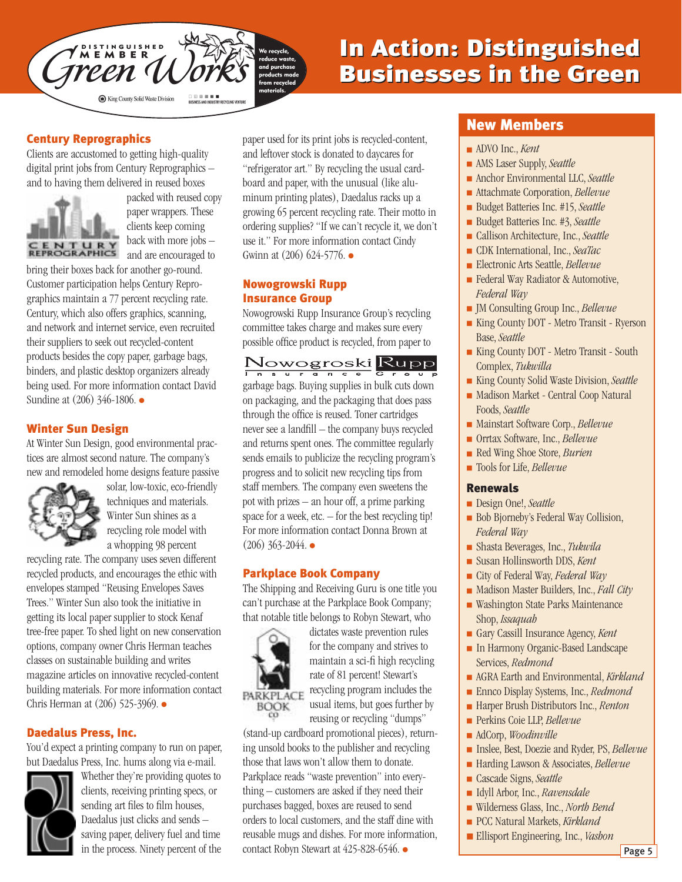# In Action: Distinguished Businesses in the Green

Distinguished Member Green Works — We recycle, reduce waste, and purchase products made from recycled materials.

## Century Reprographics

Clients are accustomed to getting high-quality digital print jobs from Century Reprographics – and to having them delivered in reused boxes packed with reused copy paper wrappers. These clients keep coming back with more jobs – and are encouraged to bring their boxes back for another go-round. Customer participation helps Century Reprographics maintain a 77 percent recycling rate. Century, which also offers graphics, scanning, and network and internet service, even recruited their suppliers to seek out recycled-content products besides the copy paper, garbage bags, binders, and plastic desktop organizers already being used. For more information contact David Sundine at (206) 346-1806.

## Winter Sun Design

At Winter Sun Design, good environmental practices are almost second nature. The company's new and remodeled home designs feature passive solar, low-toxic, eco-friendly techniques and materials. Winter Sun shines as a recycling role model with a whopping 98 percent recycling rate. The company uses seven different recycled products, and encourages the ethic with envelopes stamped "Reusing Envelopes Saves Trees." Winter Sun also took the initiative in getting its local paper supplier to stock Kenaf tree-free paper. To shed light on new conservation options, company owner Chris Herman teaches classes on sustainable building and writes magazine articles on innovative recycled-content building materials. For more information contact Chris Herman at (206) 525-3969.

## Daedalus Press, Inc.

You'd expect a printing company to run on paper, but Daedalus Press, Inc. hums along via e-mail. Whether they're providing quotes to clients, receiving printing specs, or sending art files to film houses, Daedalus just clicks and sends – saving paper, delivery fuel and time in the process. Ninety percent of the paper used for its print jobs is recycled-content, and leftover stock is donated to daycares for "refrigerator art." By recycling the usual cardboard and paper, with the unusual (like aluminum printing plates), Daedalus racks up a growing 65 percent recycling rate. Their motto in ordering supplies? "If we can't recycle it, we don't use it." For more information contact Cindy Gwinn at (206) 624-5776.

## Nowogrowski Rupp Insurance Group

Nowogrowski Rupp Insurance Group's recycling committee takes charge and makes sure every possible office product is recycled, from paper to garbage bags. Buying supplies in bulk cuts down on packaging, and the packaging that does pass through the office is reused. Toner cartridges never see a landfill – the company buys recycled and returns spent ones. The committee regularly sends emails to publicize the recycling program's progress and to solicit new recycling tips from staff members. The company even sweetens the pot with prizes – an hour off, a prime parking space for a week, etc. – for the best recycling tip! For more information contact Donna Brown at (206) 363-2044.

## Parkplace Book Company

The Shipping and Receiving Guru is one title you can't purchase at the Parkplace Book Company; that notable title belongs to Robyn Stewart, who dictates waste prevention rules for the company and strives to maintain a sci-fi high recycling rate of 81 percent! Stewart's recycling program includes the usual items, but goes further by reusing or recycling "dumps" (stand-up cardboard promotional pieces), returning unsold books to the publisher and recycling those that laws won't allow them to donate. Parkplace reads "waste prevention" into everything – customers are asked if they need their purchases bagged, boxes are reused to send orders to local customers, and the staff dine with reusable mugs and dishes. For more information, contact Robyn Stewart at 425-828-6546.

## New Members

- ADVO Inc., *Kent*
- AMS Laser Supply, *Seattle*
- Anchor Environmental LLC, *Seattle*
- Attachmate Corporation, *Bellevue*
- Budget Batteries Inc. #15, *Seattle*
- Budget Batteries Inc. #3, *Seattle*
- Callison Architecture, Inc., *Seattle*
- CDK International, Inc., *SeaTac*
- Electronic Arts Seattle, *Bellevue*
- Federal Way Radiator & Automotive, *Federal Way*
- JM Consulting Group Inc., *Bellevue*
- King County DOT - Metro Transit - Ryerson Base, *Seattle*
- King County DOT - Metro Transit - South Complex, *Tukwilla*
- King County Solid Waste Division, *Seattle*
- Madison Market - Central Coop Natural Foods, *Seattle*
- Mainstart Software Corp., *Bellevue*
- Orrtax Software, Inc., *Bellevue*
- Red Wing Shoe Store, *Burien*
- Tools for Life, *Bellevue*

### Renewals

- Design One!, *Seattle*
- Bob Bjorneby's Federal Way Collision, *Federal Way*
- Shasta Beverages, Inc., *Tukwila*
- Susan Hollinsworth DDS, *Kent*
- City of Federal Way, *Federal Way*
- Madison Master Builders, Inc., *Fall City*
- Washington State Parks Maintenance Shop, *Issaquah*
- Gary Cassill Insurance Agency, *Kent*
- In Harmony Organic-Based Landscape Services, *Redmond*
- AGRA Earth and Environmental, *Kirkland*
- Ennco Display Systems, Inc., *Redmond*
- Harper Brush Distributors Inc., *Renton*
- Perkins Coie LLP, *Bellevue*
- AdCorp, *Woodinville*
- Inslee, Best, Doezie and Ryder, PS, *Bellevue*
- Harding Lawson & Associates, *Bellevue*
- Cascade Signs, *Seattle*
- Idyll Arbor, Inc., *Ravensdale*
- Wilderness Glass, Inc., *North Bend*
- PCC Natural Markets, *Kirkland*
- Ellisport Engineering, Inc., *Vashon*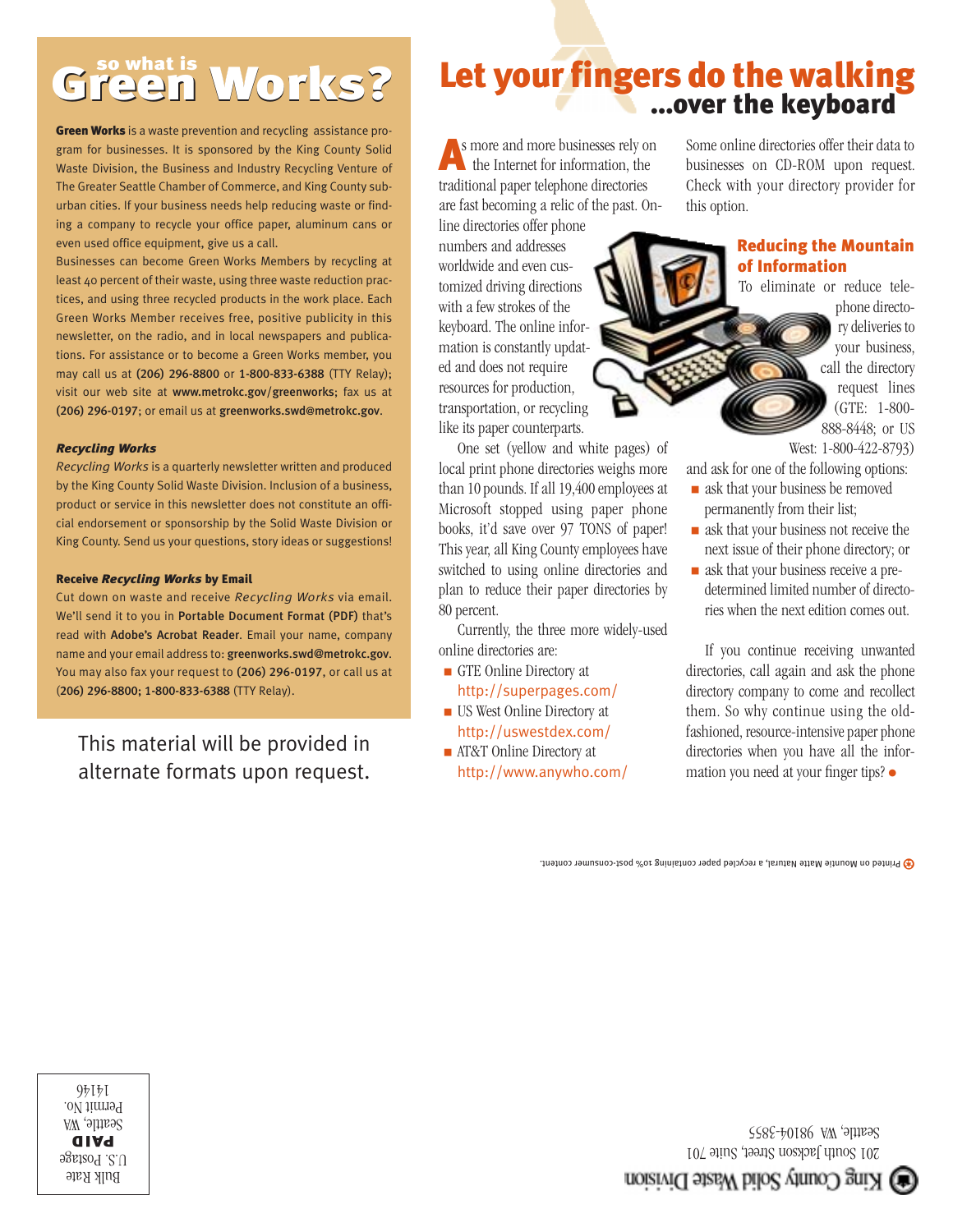# so what is Green Works?

**Green Works** is a waste prevention and recycling assistance program for businesses. It is sponsored by the King County Solid Waste Division, the Business and Industry Recycling Venture of The Greater Seattle Chamber of Commerce, and King County suburban cities. If your business needs help reducing waste or finding a company to recycle your office paper, aluminum cans or even used office equipment, give us a call.

Businesses can become Green Works Members by recycling at least 40 percent of their waste, using three waste reduction practices, and using three recycled products in the work place. Each Green Works Member receives free, positive publicity in this newsletter, on the radio, and in local newspapers and publications. For assistance or to become a Green Works member, you may call us at **(206) 296-8800** or **1-800-833-6388** (TTY Relay); visit our web site at **www.metrokc.gov/greenworks**; fax us at **(206) 296-0197**; or email us at **greenworks.swd@metrokc.gov**.

### *Recycling Works*

*Recycling Works* is a quarterly newsletter written and produced by the King County Solid Waste Division. Inclusion of a business, product or service in this newsletter does not constitute an official endorsement or sponsorship by the Solid Waste Division or King County. Send us your questions, story ideas or suggestions!

### Receive *Recycling Works* by Email

Cut down on waste and receive *Recycling Works* via email. We'll send it to you in **Portable Document Format (PDF)** that's read with **Adobe's Acrobat Reader**. Email your name, company name and your email address to: **greenworks.swd@metrokc.gov**. You may also fax your request to **(206) 296-0197**, or call us at **(206) 296-8800; 1-800-833-6388** (TTY Relay).

This material will be provided in alternate formats upon request.

# Let your fingers do the walking ...over the keyboard

As more and more businesses rely on the Internet for information, the traditional paper telephone directories are fast becoming a relic of the past. Online directories offer phone numbers and addresses worldwide and even customized driving directions with a few strokes of the keyboard. The online information is constantly updated and does not require resources for production, transportation, or recycling like its paper counterparts.

One set (yellow and white pages) of local print phone directories weighs more than 10 pounds. If all 19,400 employees at Microsoft stopped using paper phone books, it'd save over 97 TONS of paper! This year, all King County employees have switched to using online directories and plan to reduce their paper directories by 80 percent.

Currently, the three more widely-used online directories are:

- GTE Online Directory at http://superpages.com/
- US West Online Directory at http://uswestdex.com/
- AT&T Online Directory at http://www.anywho.com/

Some online directories offer their data to businesses on CD-ROM upon request. Check with your directory provider for this option.

## Reducing the Mountain of Information

To eliminate or reduce telephone directory deliveries to your business, call the directory request lines (GTE: 1-800-888-8448; or US West: 1-800-422-8793) and ask for one of the following options:

- ask that your business be removed permanently from their list;
- ask that your business not receive the next issue of their phone directory; or
- ask that your business receive a predetermined limited number of directories when the next edition comes out.

If you continue receiving unwanted directories, call again and ask the phone directory company to come and recollect them. So why continue using the old-fashioned, resource-intensive paper phone directories when you have all the information you need at your finger tips?

Printed on Mountie Matte Natural, a recycled paper containing 10% post-consumer content.

King County Solid Waste Division
201 South Jackson Street, Suite 701
Seattle, WA 98104-3855

Bulk Rate
U.S. Postage
**PAID**
Seattle, WA
Permit No.
14146